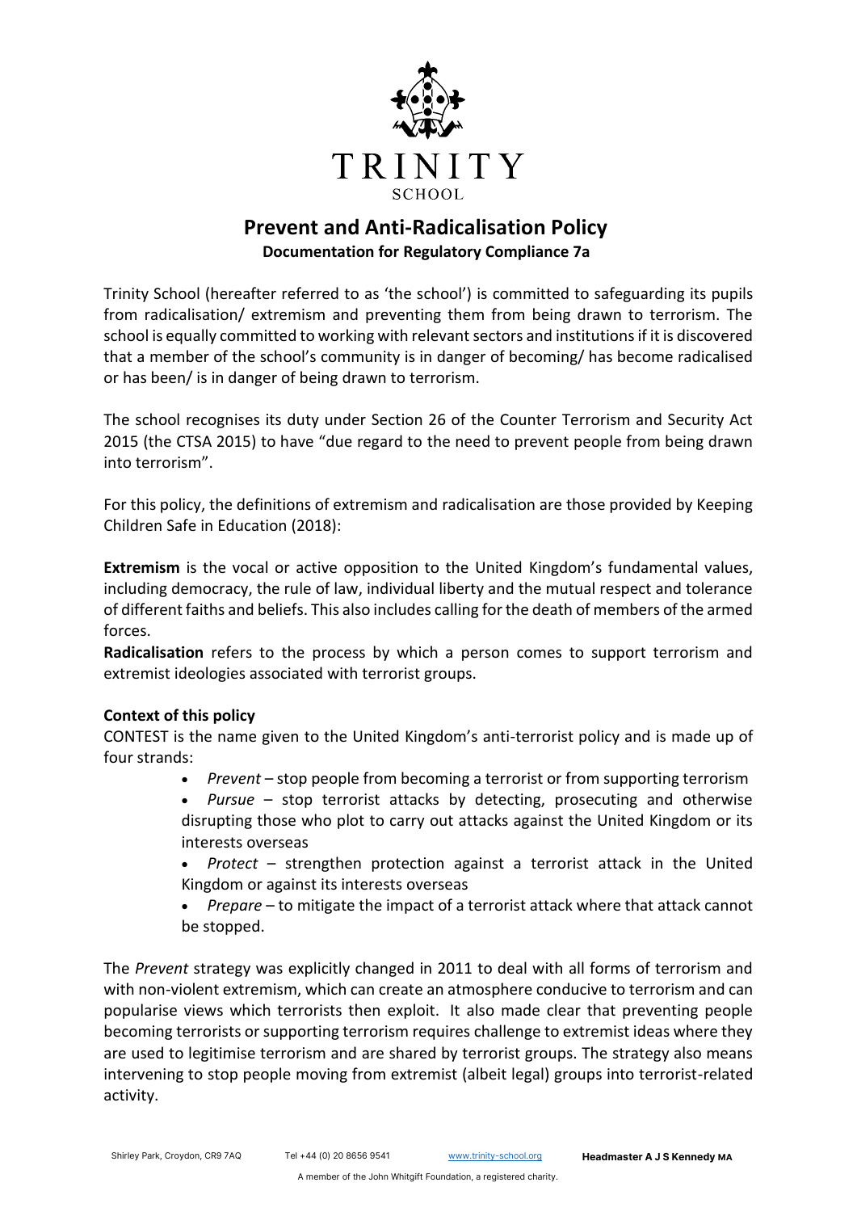TRINITY
SCHOOL

# Prevent and Anti-Radicalisation Policy

**Documentation for Regulatory Compliance 7a**

Trinity School (hereafter referred to as 'the school') is committed to safeguarding its pupils from radicalisation/ extremism and preventing them from being drawn to terrorism. The school is equally committed to working with relevant sectors and institutions if it is discovered that a member of the school's community is in danger of becoming/ has become radicalised or has been/ is in danger of being drawn to terrorism.

The school recognises its duty under Section 26 of the Counter Terrorism and Security Act 2015 (the CTSA 2015) to have "due regard to the need to prevent people from being drawn into terrorism".

For this policy, the definitions of extremism and radicalisation are those provided by Keeping Children Safe in Education (2018):

**Extremism** is the vocal or active opposition to the United Kingdom's fundamental values, including democracy, the rule of law, individual liberty and the mutual respect and tolerance of different faiths and beliefs. This also includes calling for the death of members of the armed forces.

**Radicalisation** refers to the process by which a person comes to support terrorism and extremist ideologies associated with terrorist groups.

**Context of this policy**

CONTEST is the name given to the United Kingdom's anti-terrorist policy and is made up of four strands:

- *Prevent* – stop people from becoming a terrorist or from supporting terrorism
- *Pursue* – stop terrorist attacks by detecting, prosecuting and otherwise disrupting those who plot to carry out attacks against the United Kingdom or its interests overseas
- *Protect* – strengthen protection against a terrorist attack in the United Kingdom or against its interests overseas
- *Prepare* – to mitigate the impact of a terrorist attack where that attack cannot be stopped.

The *Prevent* strategy was explicitly changed in 2011 to deal with all forms of terrorism and with non-violent extremism, which can create an atmosphere conducive to terrorism and can popularise views which terrorists then exploit. It also made clear that preventing people becoming terrorists or supporting terrorism requires challenge to extremist ideas where they are used to legitimise terrorism and are shared by terrorist groups. The strategy also means intervening to stop people moving from extremist (albeit legal) groups into terrorist-related activity.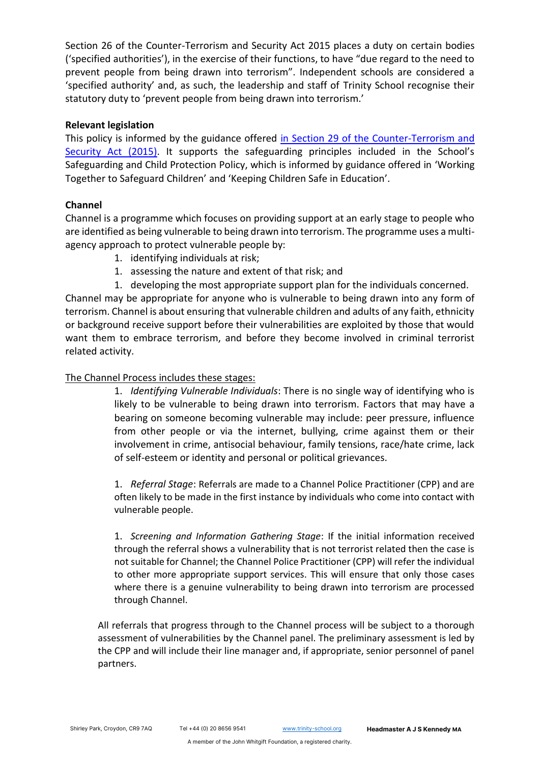Section 26 of the Counter-Terrorism and Security Act 2015 places a duty on certain bodies ('specified authorities'), in the exercise of their functions, to have "due regard to the need to prevent people from being drawn into terrorism". Independent schools are considered a 'specified authority' and, as such, the leadership and staff of Trinity School recognise their statutory duty to 'prevent people from being drawn into terrorism.'

**Relevant legislation**

This policy is informed by the guidance offered in Section 29 of the Counter-Terrorism and Security Act (2015). It supports the safeguarding principles included in the School's Safeguarding and Child Protection Policy, which is informed by guidance offered in 'Working Together to Safeguard Children' and 'Keeping Children Safe in Education'.

**Channel**

Channel is a programme which focuses on providing support at an early stage to people who are identified as being vulnerable to being drawn into terrorism. The programme uses a multi-agency approach to protect vulnerable people by:

1. identifying individuals at risk;
1. assessing the nature and extent of that risk; and
1. developing the most appropriate support plan for the individuals concerned.

Channel may be appropriate for anyone who is vulnerable to being drawn into any form of terrorism. Channel is about ensuring that vulnerable children and adults of any faith, ethnicity or background receive support before their vulnerabilities are exploited by those that would want them to embrace terrorism, and before they become involved in criminal terrorist related activity.

The Channel Process includes these stages:

1. *Identifying Vulnerable Individuals*: There is no single way of identifying who is likely to be vulnerable to being drawn into terrorism. Factors that may have a bearing on someone becoming vulnerable may include: peer pressure, influence from other people or via the internet, bullying, crime against them or their involvement in crime, antisocial behaviour, family tensions, race/hate crime, lack of self-esteem or identity and personal or political grievances.

1. *Referral Stage*: Referrals are made to a Channel Police Practitioner (CPP) and are often likely to be made in the first instance by individuals who come into contact with vulnerable people.

1. *Screening and Information Gathering Stage*: If the initial information received through the referral shows a vulnerability that is not terrorist related then the case is not suitable for Channel; the Channel Police Practitioner (CPP) will refer the individual to other more appropriate support services. This will ensure that only those cases where there is a genuine vulnerability to being drawn into terrorism are processed through Channel.

All referrals that progress through to the Channel process will be subject to a thorough assessment of vulnerabilities by the Channel panel. The preliminary assessment is led by the CPP and will include their line manager and, if appropriate, senior personnel of panel partners.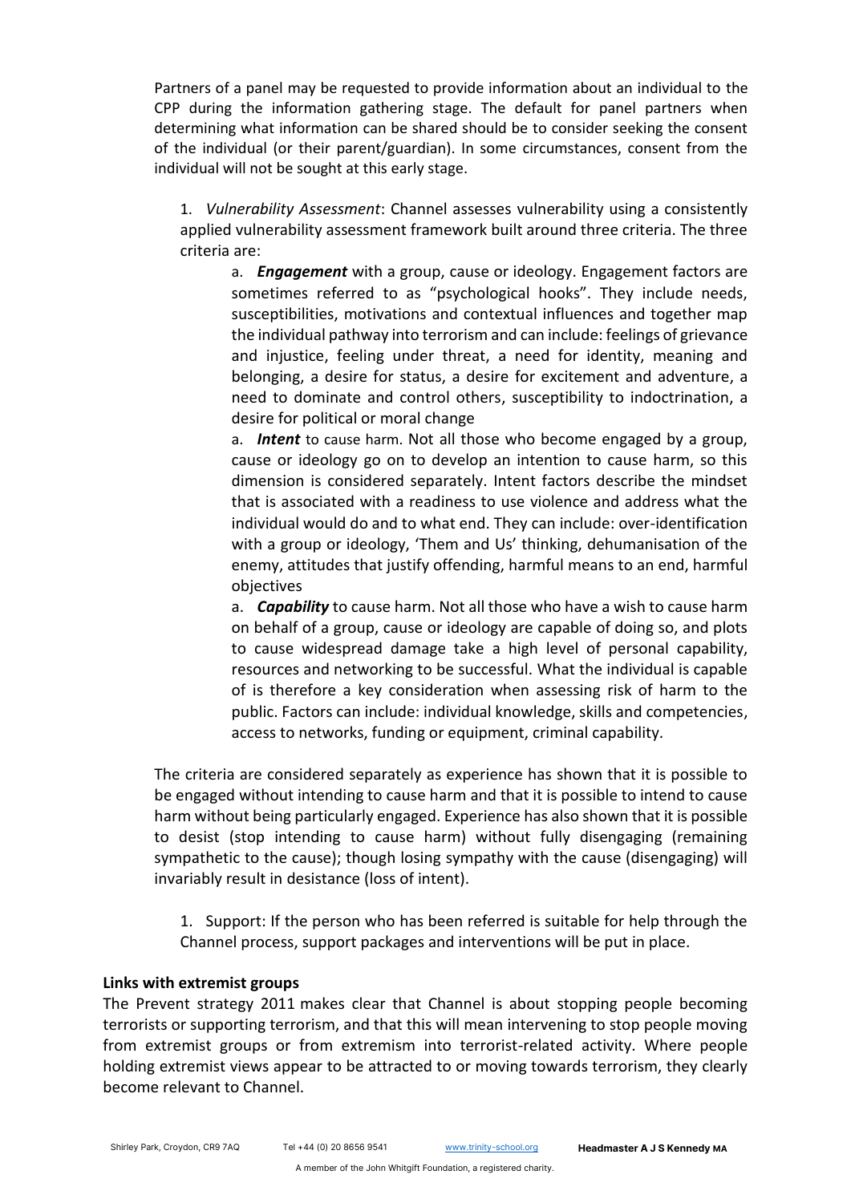Partners of a panel may be requested to provide information about an individual to the CPP during the information gathering stage. The default for panel partners when determining what information can be shared should be to consider seeking the consent of the individual (or their parent/guardian). In some circumstances, consent from the individual will not be sought at this early stage.

1. *Vulnerability Assessment*: Channel assesses vulnerability using a consistently applied vulnerability assessment framework built around three criteria. The three criteria are:

    a. ***Engagement*** with a group, cause or ideology. Engagement factors are sometimes referred to as "psychological hooks". They include needs, susceptibilities, motivations and contextual influences and together map the individual pathway into terrorism and can include: feelings of grievance and injustice, feeling under threat, a need for identity, meaning and belonging, a desire for status, a desire for excitement and adventure, a need to dominate and control others, susceptibility to indoctrination, a desire for political or moral change

    a. ***Intent*** to cause harm. Not all those who become engaged by a group, cause or ideology go on to develop an intention to cause harm, so this dimension is considered separately. Intent factors describe the mindset that is associated with a readiness to use violence and address what the individual would do and to what end. They can include: over-identification with a group or ideology, 'Them and Us' thinking, dehumanisation of the enemy, attitudes that justify offending, harmful means to an end, harmful objectives

    a. ***Capability*** to cause harm. Not all those who have a wish to cause harm on behalf of a group, cause or ideology are capable of doing so, and plots to cause widespread damage take a high level of personal capability, resources and networking to be successful. What the individual is capable of is therefore a key consideration when assessing risk of harm to the public. Factors can include: individual knowledge, skills and competencies, access to networks, funding or equipment, criminal capability.

The criteria are considered separately as experience has shown that it is possible to be engaged without intending to cause harm and that it is possible to intend to cause harm without being particularly engaged. Experience has also shown that it is possible to desist (stop intending to cause harm) without fully disengaging (remaining sympathetic to the cause); though losing sympathy with the cause (disengaging) will invariably result in desistance (loss of intent).

1. Support: If the person who has been referred is suitable for help through the Channel process, support packages and interventions will be put in place.

**Links with extremist groups**

The Prevent strategy 2011 makes clear that Channel is about stopping people becoming terrorists or supporting terrorism, and that this will mean intervening to stop people moving from extremist groups or from extremism into terrorist-related activity. Where people holding extremist views appear to be attracted to or moving towards terrorism, they clearly become relevant to Channel.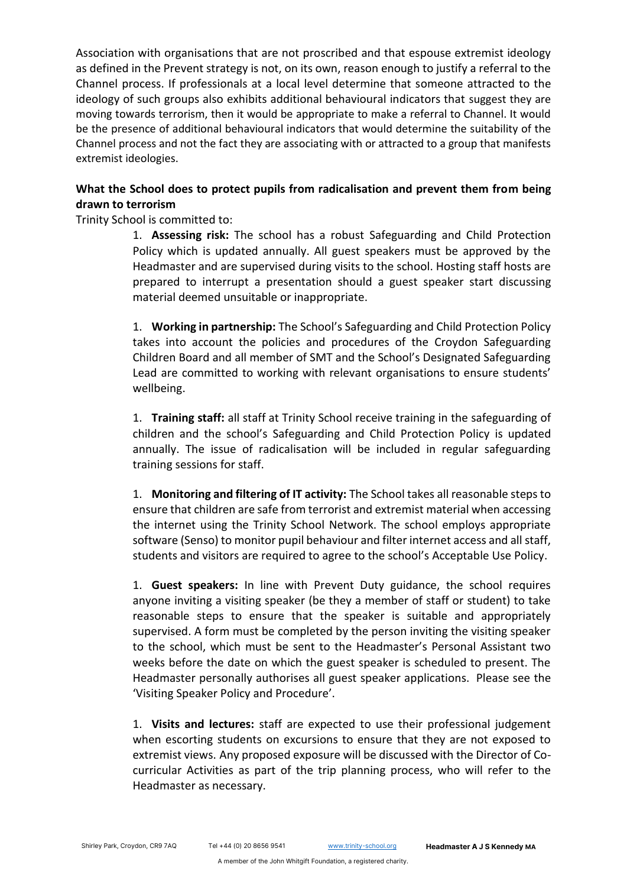Association with organisations that are not proscribed and that espouse extremist ideology as defined in the Prevent strategy is not, on its own, reason enough to justify a referral to the Channel process. If professionals at a local level determine that someone attracted to the ideology of such groups also exhibits additional behavioural indicators that suggest they are moving towards terrorism, then it would be appropriate to make a referral to Channel. It would be the presence of additional behavioural indicators that would determine the suitability of the Channel process and not the fact they are associating with or attracted to a group that manifests extremist ideologies.

**What the School does to protect pupils from radicalisation and prevent them from being drawn to terrorism**

Trinity School is committed to:

1. **Assessing risk:** The school has a robust Safeguarding and Child Protection Policy which is updated annually. All guest speakers must be approved by the Headmaster and are supervised during visits to the school. Hosting staff hosts are prepared to interrupt a presentation should a guest speaker start discussing material deemed unsuitable or inappropriate.

1. **Working in partnership:** The School's Safeguarding and Child Protection Policy takes into account the policies and procedures of the Croydon Safeguarding Children Board and all member of SMT and the School's Designated Safeguarding Lead are committed to working with relevant organisations to ensure students' wellbeing.

1. **Training staff:** all staff at Trinity School receive training in the safeguarding of children and the school's Safeguarding and Child Protection Policy is updated annually. The issue of radicalisation will be included in regular safeguarding training sessions for staff.

1. **Monitoring and filtering of IT activity:** The School takes all reasonable steps to ensure that children are safe from terrorist and extremist material when accessing the internet using the Trinity School Network. The school employs appropriate software (Senso) to monitor pupil behaviour and filter internet access and all staff, students and visitors are required to agree to the school's Acceptable Use Policy.

1. **Guest speakers:** In line with Prevent Duty guidance, the school requires anyone inviting a visiting speaker (be they a member of staff or student) to take reasonable steps to ensure that the speaker is suitable and appropriately supervised. A form must be completed by the person inviting the visiting speaker to the school, which must be sent to the Headmaster's Personal Assistant two weeks before the date on which the guest speaker is scheduled to present. The Headmaster personally authorises all guest speaker applications. Please see the 'Visiting Speaker Policy and Procedure'.

1. **Visits and lectures:** staff are expected to use their professional judgement when escorting students on excursions to ensure that they are not exposed to extremist views. Any proposed exposure will be discussed with the Director of Co-curricular Activities as part of the trip planning process, who will refer to the Headmaster as necessary.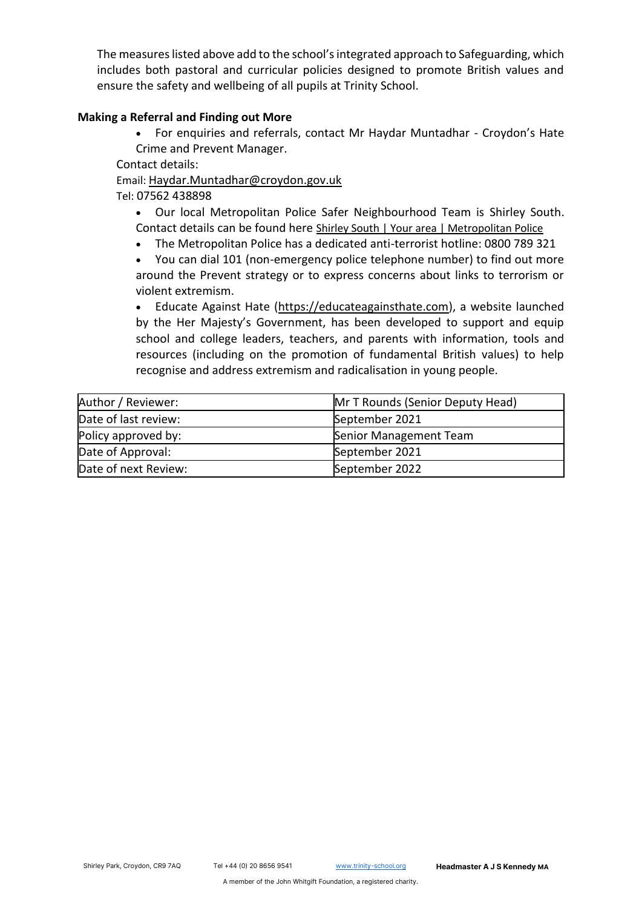The measures listed above add to the school's integrated approach to Safeguarding, which includes both pastoral and curricular policies designed to promote British values and ensure the safety and wellbeing of all pupils at Trinity School.

**Making a Referral and Finding out More**

- For enquiries and referrals, contact Mr Haydar Muntadhar - Croydon's Hate Crime and Prevent Manager.

Contact details:
Email: Haydar.Muntadhar@croydon.gov.uk
Tel: 07562 438898

- Our local Metropolitan Police Safer Neighbourhood Team is Shirley South. Contact details can be found here Shirley South | Your area | Metropolitan Police
- The Metropolitan Police has a dedicated anti-terrorist hotline: 0800 789 321
- You can dial 101 (non-emergency police telephone number) to find out more around the Prevent strategy or to express concerns about links to terrorism or violent extremism.
- Educate Against Hate (https://educateagainsthate.com), a website launched by the Her Majesty's Government, has been developed to support and equip school and college leaders, teachers, and parents with information, tools and resources (including on the promotion of fundamental British values) to help recognise and address extremism and radicalisation in young people.

| | |
|---|---|
| Author / Reviewer: | Mr T Rounds (Senior Deputy Head) |
| Date of last review: | September 2021 |
| Policy approved by: | Senior Management Team |
| Date of Approval: | September 2021 |
| Date of next Review: | September 2022 |